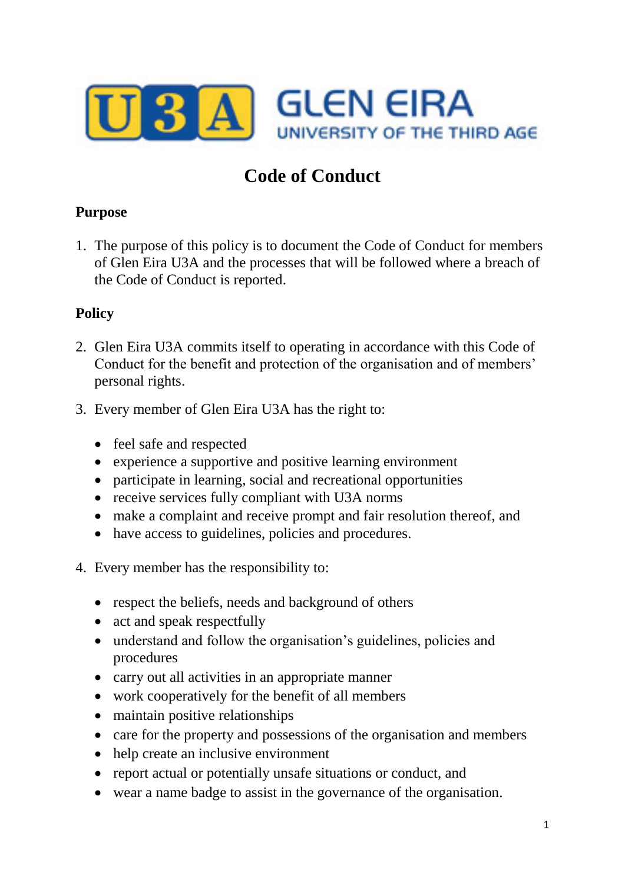U3A GLEN EIRA
UNIVERSITY OF THE THIRD AGE

# Code of Conduct

## Purpose

1. The purpose of this policy is to document the Code of Conduct for members of Glen Eira U3A and the processes that will be followed where a breach of the Code of Conduct is reported.

## Policy

2. Glen Eira U3A commits itself to operating in accordance with this Code of Conduct for the benefit and protection of the organisation and of members' personal rights.

3. Every member of Glen Eira U3A has the right to:

   - feel safe and respected
   - experience a supportive and positive learning environment
   - participate in learning, social and recreational opportunities
   - receive services fully compliant with U3A norms
   - make a complaint and receive prompt and fair resolution thereof, and
   - have access to guidelines, policies and procedures.

4. Every member has the responsibility to:

   - respect the beliefs, needs and background of others
   - act and speak respectfully
   - understand and follow the organisation's guidelines, policies and procedures
   - carry out all activities in an appropriate manner
   - work cooperatively for the benefit of all members
   - maintain positive relationships
   - care for the property and possessions of the organisation and members
   - help create an inclusive environment
   - report actual or potentially unsafe situations or conduct, and
   - wear a name badge to assist in the governance of the organisation.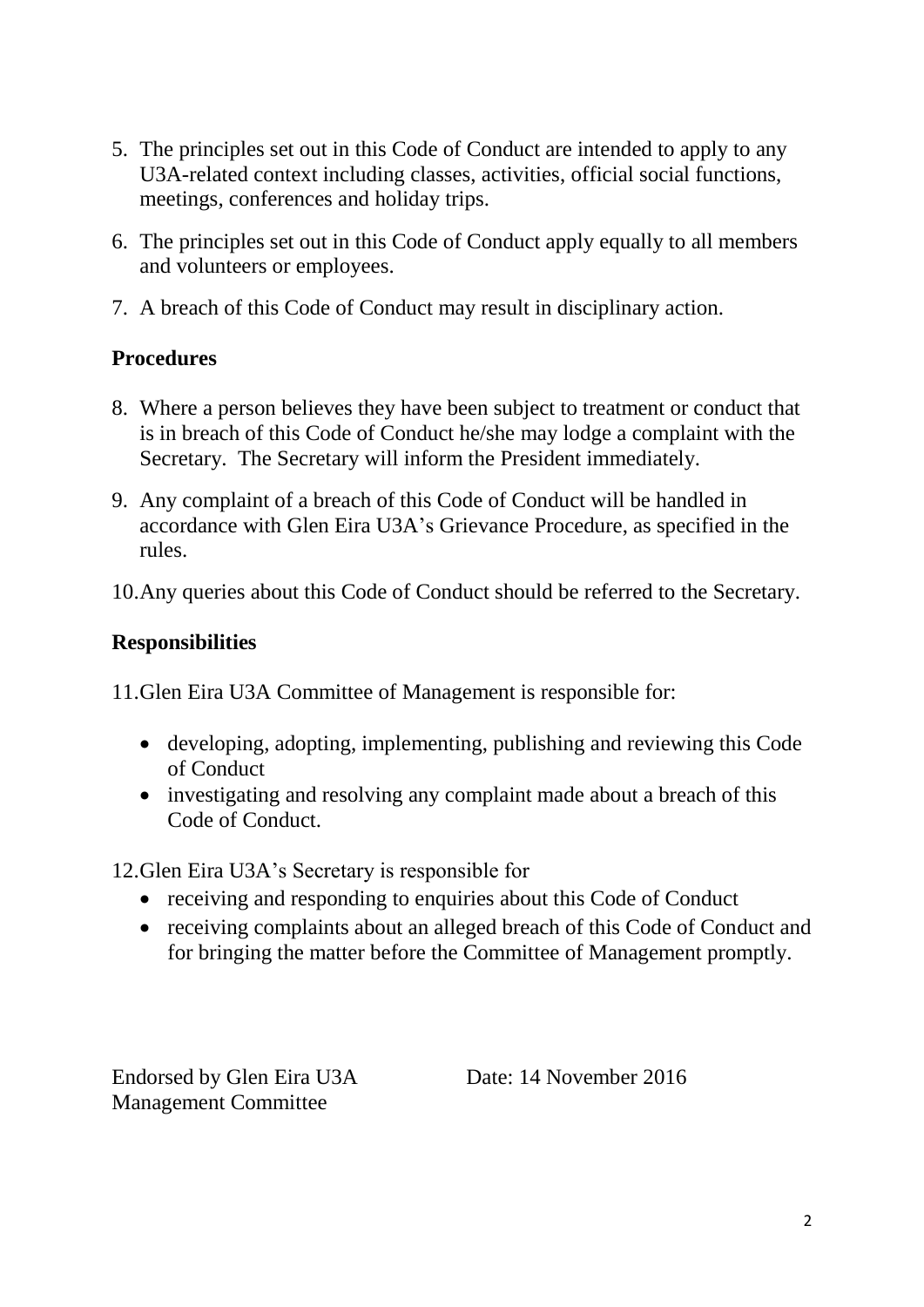5. The principles set out in this Code of Conduct are intended to apply to any U3A-related context including classes, activities, official social functions, meetings, conferences and holiday trips.

6. The principles set out in this Code of Conduct apply equally to all members and volunteers or employees.

7. A breach of this Code of Conduct may result in disciplinary action.

## Procedures

8. Where a person believes they have been subject to treatment or conduct that is in breach of this Code of Conduct he/she may lodge a complaint with the Secretary. The Secretary will inform the President immediately.

9. Any complaint of a breach of this Code of Conduct will be handled in accordance with Glen Eira U3A's Grievance Procedure, as specified in the rules.

10. Any queries about this Code of Conduct should be referred to the Secretary.

## Responsibilities

11. Glen Eira U3A Committee of Management is responsible for:

    - developing, adopting, implementing, publishing and reviewing this Code of Conduct
    - investigating and resolving any complaint made about a breach of this Code of Conduct.

12. Glen Eira U3A's Secretary is responsible for

    - receiving and responding to enquiries about this Code of Conduct
    - receiving complaints about an alleged breach of this Code of Conduct and for bringing the matter before the Committee of Management promptly.

Endorsed by Glen Eira U3A Management Committee

Date: 14 November 2016